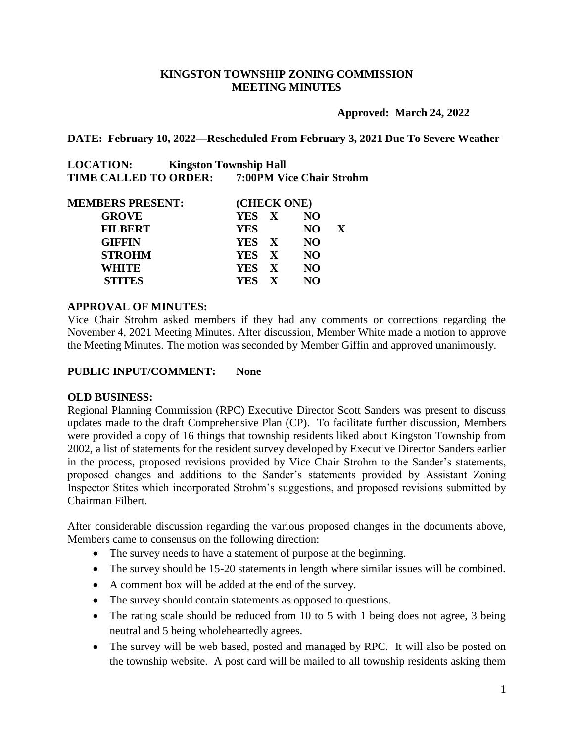## KINGSTON TOWNSHIP ZONING COMMISSION
## MEETING MINUTES

**Approved: March 24, 2022**

**DATE: February 10, 2022—Rescheduled From February 3, 2021 Due To Severe Weather**

**LOCATION: Kingston Township Hall**
**TIME CALLED TO ORDER: 7:00PM Vice Chair Strohm**

| MEMBERS PRESENT: | (CHECK ONE) | | | |
|---|---|---|---|---|
| GROVE | YES | X | NO | |
| FILBERT | YES | | NO | X |
| GIFFIN | YES | X | NO | |
| STROHM | YES | X | NO | |
| WHITE | YES | X | NO | |
| STITES | YES | X | NO | |

**APPROVAL OF MINUTES:**
Vice Chair Strohm asked members if they had any comments or corrections regarding the November 4, 2021 Meeting Minutes. After discussion, Member White made a motion to approve the Meeting Minutes. The motion was seconded by Member Giffin and approved unanimously.

**PUBLIC INPUT/COMMENT: None**

**OLD BUSINESS:**
Regional Planning Commission (RPC) Executive Director Scott Sanders was present to discuss updates made to the draft Comprehensive Plan (CP). To facilitate further discussion, Members were provided a copy of 16 things that township residents liked about Kingston Township from 2002, a list of statements for the resident survey developed by Executive Director Sanders earlier in the process, proposed revisions provided by Vice Chair Strohm to the Sander's statements, proposed changes and additions to the Sander's statements provided by Assistant Zoning Inspector Stites which incorporated Strohm's suggestions, and proposed revisions submitted by Chairman Filbert.

After considerable discussion regarding the various proposed changes in the documents above, Members came to consensus on the following direction:

- The survey needs to have a statement of purpose at the beginning.
- The survey should be 15-20 statements in length where similar issues will be combined.
- A comment box will be added at the end of the survey.
- The survey should contain statements as opposed to questions.
- The rating scale should be reduced from 10 to 5 with 1 being does not agree, 3 being neutral and 5 being wholeheartedly agrees.
- The survey will be web based, posted and managed by RPC. It will also be posted on the township website. A post card will be mailed to all township residents asking them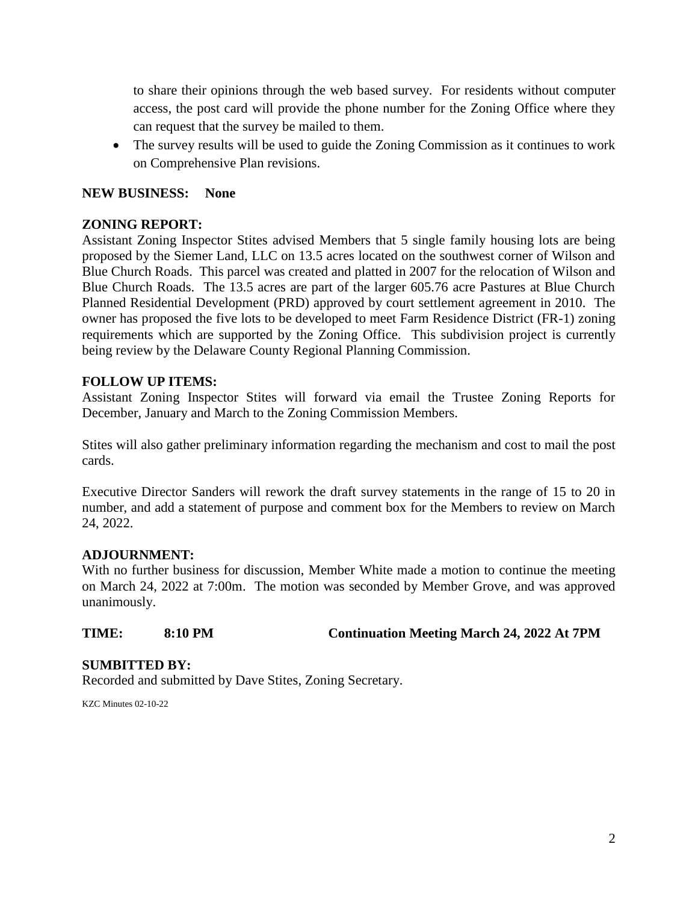to share their opinions through the web based survey. For residents without computer access, the post card will provide the phone number for the Zoning Office where they can request that the survey be mailed to them.

- The survey results will be used to guide the Zoning Commission as it continues to work on Comprehensive Plan revisions.

**NEW BUSINESS: None**

**ZONING REPORT:**

Assistant Zoning Inspector Stites advised Members that 5 single family housing lots are being proposed by the Siemer Land, LLC on 13.5 acres located on the southwest corner of Wilson and Blue Church Roads. This parcel was created and platted in 2007 for the relocation of Wilson and Blue Church Roads. The 13.5 acres are part of the larger 605.76 acre Pastures at Blue Church Planned Residential Development (PRD) approved by court settlement agreement in 2010. The owner has proposed the five lots to be developed to meet Farm Residence District (FR-1) zoning requirements which are supported by the Zoning Office. This subdivision project is currently being review by the Delaware County Regional Planning Commission.

**FOLLOW UP ITEMS:**

Assistant Zoning Inspector Stites will forward via email the Trustee Zoning Reports for December, January and March to the Zoning Commission Members.

Stites will also gather preliminary information regarding the mechanism and cost to mail the post cards.

Executive Director Sanders will rework the draft survey statements in the range of 15 to 20 in number, and add a statement of purpose and comment box for the Members to review on March 24, 2022.

**ADJOURNMENT:**

With no further business for discussion, Member White made a motion to continue the meeting on March 24, 2022 at 7:00m. The motion was seconded by Member Grove, and was approved unanimously.

**TIME: 8:10 PM Continuation Meeting March 24, 2022 At 7PM**

**SUMBITTED BY:**

Recorded and submitted by Dave Stites, Zoning Secretary.

KZC Minutes 02-10-22